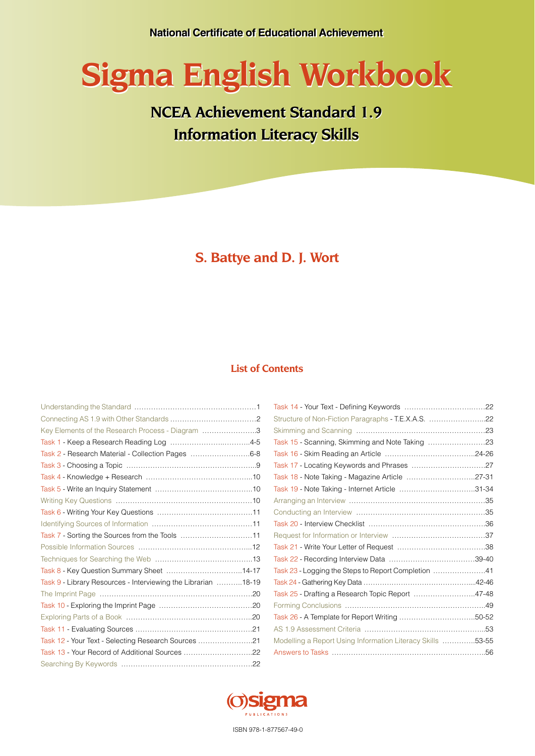National Certificate of Educational Achievement

# Sigma English Workbook

## NCEA Achievement Standard 1.9
## Information Literacy Skills

**S. Battye and D. J. Wort**

### List of Contents

| | |
|---|---|
| Understanding the Standard | 1 |
| Connecting AS 1.9 with Other Standards | 2 |
| Key Elements of the Research Process - Diagram | 3 |
| Task 1 - Keep a Research Reading Log | 4-5 |
| Task 2 - Research Material - Collection Pages | 6-8 |
| Task 3 - Choosing a Topic | 9 |
| Task 4 - Knowledge + Research | 10 |
| Task 5 - Write an Inquiry Statement | 10 |
| Writing Key Questions | 10 |
| Task 6 - Writing Your Key Questions | 11 |
| Identifying Sources of Information | 11 |
| Task 7 - Sorting the Sources from the Tools | 11 |
| Possible Information Sources | 12 |
| Techniques for Searching the Web | 13 |
| Task 8 - Key Question Summary Sheet | 14-17 |
| Task 9 - Library Resources - Interviewing the Librarian | 18-19 |
| The Imprint Page | 20 |
| Task 10 - Exploring the Imprint Page | 20 |
| Exploring Parts of a Book | 20 |
| Task 11 - Evaluating Sources | 21 |
| Task 12 - Your Text - Selecting Research Sources | 21 |
| Task 13 - Your Record of Additional Sources | 22 |
| Searching By Keywords | 22 |
| Task 14 - Your Text - Defining Keywords | 22 |
| Structure of Non-Fiction Paragraphs - T.E.X.A.S. | 22 |
| Skimming and Scanning | 23 |
| Task 15 - Scanning, Skimming and Note Taking | 23 |
| Task 16 - Skim Reading an Article | 24-26 |
| Task 17 - Locating Keywords and Phrases | 27 |
| Task 18 - Note Taking - Magazine Article | 27-31 |
| Task 19 - Note Taking - Internet Article | 31-34 |
| Arranging an Interview | 35 |
| Conducting an Interview | 35 |
| Task 20 - Interview Checklist | 36 |
| Request for Information or Interview | 37 |
| Task 21 - Write Your Letter of Request | 38 |
| Task 22 - Recording Interview Data | 39-40 |
| Task 23 - Logging the Steps to Report Completion | 41 |
| Task 24 - Gathering Key Data | 42-46 |
| Task 25 - Drafting a Research Topic Report | 47-48 |
| Forming Conclusions | 49 |
| Task 26 - A Template for Report Writing | 50-52 |
| AS 1.9 Assessment Criteria | 53 |
| Modelling a Report Using Information Literacy Skills | 53-55 |
| Answers to Tasks | 56 |

sigma PUBLICATIONS

ISBN 978-1-877567-49-0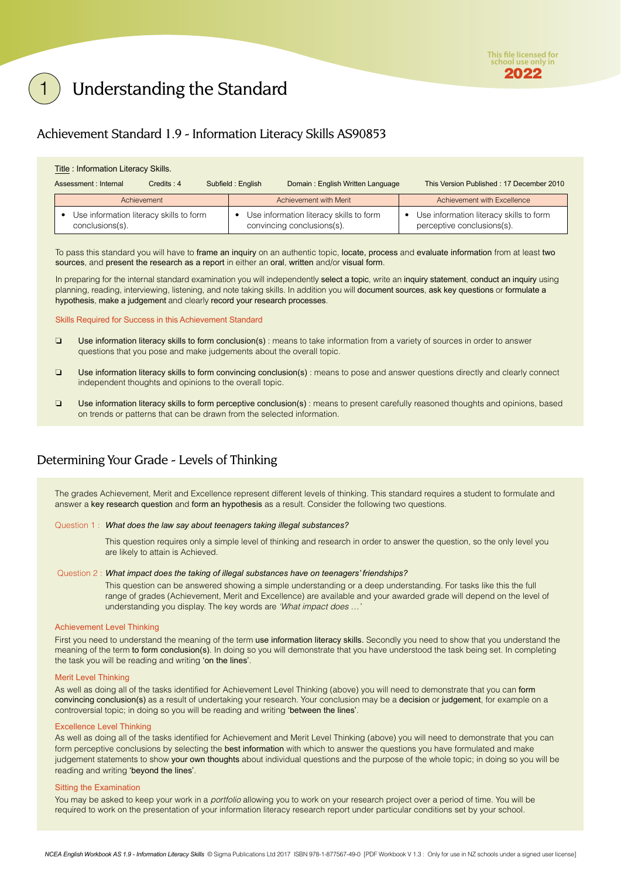# 1 Understanding the Standard

## Achievement Standard 1.9 - Information Literacy Skills AS90853

Title : Information Literacy Skills.

Assessment : Internal    Credits : 4    Subfield : English    Domain : English Written Language    This Version Published : 17 December 2010

| Achievement | Achievement with Merit | Achievement with Excellence |
|---|---|---|
| • Use information literacy skills to form conclusions(s). | • Use information literacy skills to form convincing conclusions(s). | • Use information literacy skills to form perceptive conclusions(s). |

To pass this standard you will have to frame an inquiry on an authentic topic, locate, process and evaluate information from at least two sources, and present the research as a report in either an oral, written and/or visual form.

In preparing for the internal standard examination you will independently select a topic, write an inquiry statement, conduct an inquiry using planning, reading, interviewing, listening, and note taking skills. In addition you will document sources, ask key questions or formulate a hypothesis, make a judgement and clearly record your research processes.

Skills Required for Success in this Achievement Standard

- ❑ Use information literacy skills to form conclusion(s) : means to take information from a variety of sources in order to answer questions that you pose and make judgements about the overall topic.
- ❑ Use information literacy skills to form convincing conclusion(s) : means to pose and answer questions directly and clearly connect independent thoughts and opinions to the overall topic.
- ❑ Use information literacy skills to form perceptive conclusion(s) : means to present carefully reasoned thoughts and opinions, based on trends or patterns that can be drawn from the selected information.

## Determining Your Grade - Levels of Thinking

The grades Achievement, Merit and Excellence represent different levels of thinking. This standard requires a student to formulate and answer a key research question and form an hypothesis as a result. Consider the following two questions.

Question 1 : *What does the law say about teenagers taking illegal substances?*

This question requires only a simple level of thinking and research in order to answer the question, so the only level you are likely to attain is Achieved.

Question 2 : *What impact does the taking of illegal substances have on teenagers' friendships?*

This question can be answered showing a simple understanding or a deep understanding. For tasks like this the full range of grades (Achievement, Merit and Excellence) are available and your awarded grade will depend on the level of understanding you display. The key words are *'What impact does …'*

### Achievement Level Thinking

First you need to understand the meaning of the term use information literacy skills. Secondly you need to show that you understand the meaning of the term to form conclusion(s). In doing so you will demonstrate that you have understood the task being set. In completing the task you will be reading and writing 'on the lines'.

### Merit Level Thinking

As well as doing all of the tasks identified for Achievement Level Thinking (above) you will need to demonstrate that you can form convincing conclusion(s) as a result of undertaking your research. Your conclusion may be a decision or judgement, for example on a controversial topic; in doing so you will be reading and writing 'between the lines'.

### Excellence Level Thinking

As well as doing all of the tasks identified for Achievement and Merit Level Thinking (above) you will need to demonstrate that you can form perceptive conclusions by selecting the best information with which to answer the questions you have formulated and make judgement statements to show your own thoughts about individual questions and the purpose of the whole topic; in doing so you will be reading and writing 'beyond the lines'.

### Sitting the Examination

You may be asked to keep your work in a *portfolio* allowing you to work on your research project over a period of time. You will be required to work on the presentation of your information literacy research report under particular conditions set by your school.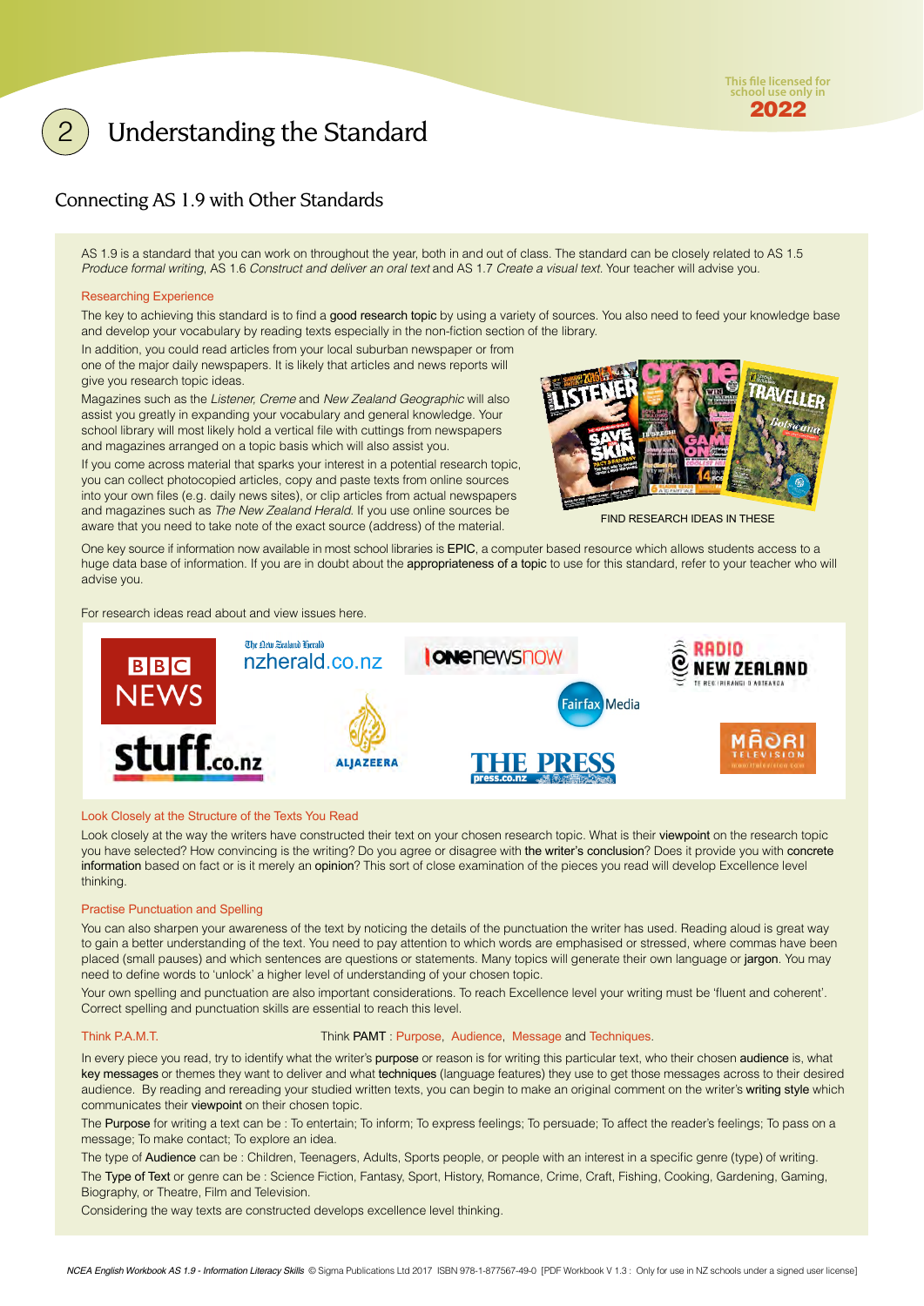# 2 Understanding the Standard

## Connecting AS 1.9 with Other Standards

AS 1.9 is a standard that you can work on throughout the year, both in and out of class. The standard can be closely related to AS 1.5 *Produce formal writing*, AS 1.6 *Construct and deliver an oral text* and AS 1.7 *Create a visual text*. Your teacher will advise you.

### Researching Experience

The key to achieving this standard is to find a good research topic by using a variety of sources. You also need to feed your knowledge base and develop your vocabulary by reading texts especially in the non-fiction section of the library.

In addition, you could read articles from your local suburban newspaper or from one of the major daily newspapers. It is likely that articles and news reports will give you research topic ideas.

Magazines such as the *Listener, Creme* and *New Zealand Geographic* will also assist you greatly in expanding your vocabulary and general knowledge. Your school library will most likely hold a vertical file with cuttings from newspapers and magazines arranged on a topic basis which will also assist you.

If you come across material that sparks your interest in a potential research topic, you can collect photocopied articles, copy and paste texts from online sources into your own files (e.g. daily news sites), or clip articles from actual newspapers and magazines such as *The New Zealand Herald*. If you use online sources be aware that you need to take note of the exact source (address) of the material.

FIND RESEARCH IDEAS IN THESE

One key source if information now available in most school libraries is EPIC, a computer based resource which allows students access to a huge data base of information. If you are in doubt about the appropriateness of a topic to use for this standard, refer to your teacher who will advise you.

For research ideas read about and view issues here.

BBC NEWS | nzherald.co.nz | ONE news now | Radio New Zealand | Fairfax Media | stuff.co.nz | Aljazeera | The Press | Māori Television

### Look Closely at the Structure of the Texts You Read

Look closely at the way the writers have constructed their text on your chosen research topic. What is their viewpoint on the research topic you have selected? How convincing is the writing? Do you agree or disagree with the writer's conclusion? Does it provide you with concrete information based on fact or is it merely an opinion? This sort of close examination of the pieces you read will develop Excellence level thinking.

### Practise Punctuation and Spelling

You can also sharpen your awareness of the text by noticing the details of the punctuation the writer has used. Reading aloud is great way to gain a better understanding of the text. You need to pay attention to which words are emphasised or stressed, where commas have been placed (small pauses) and which sentences are questions or statements. Many topics will generate their own language or jargon. You may need to define words to 'unlock' a higher level of understanding of your chosen topics.

Your own spelling and punctuation are also important considerations. To reach Excellence level your writing must be 'fluent and coherent'. Correct spelling and punctuation skills are essential to reach this level.

### Think P.A.M.T.

Think PAMT : Purpose, Audience, Message and Techniques.

In every piece you read, try to identify what the writer's purpose or reason is for writing this particular text, who their chosen audience is, what key messages or themes they want to deliver and what techniques (language features) they use to get those messages across to their desired audience. By reading and rereading your studied written texts, you can begin to make an original comment on the writer's writing style which communicates their viewpoint on their chosen topic.

The Purpose for writing a text can be : To entertain; To inform; To express feelings; To persuade; To affect the reader's feelings; To pass on a message; To make contact; To explore an idea.

The type of Audience can be : Children, Teenagers, Adults, Sports people, or people with an interest in a specific genre (type) of writing.

The Type of Text or genre can be : Science Fiction, Fantasy, Sport, History, Romance, Crime, Craft, Fishing, Cooking, Gardening, Gaming, Biography, or Theatre, Film and Television.

Considering the way texts are constructed develops excellence level thinking.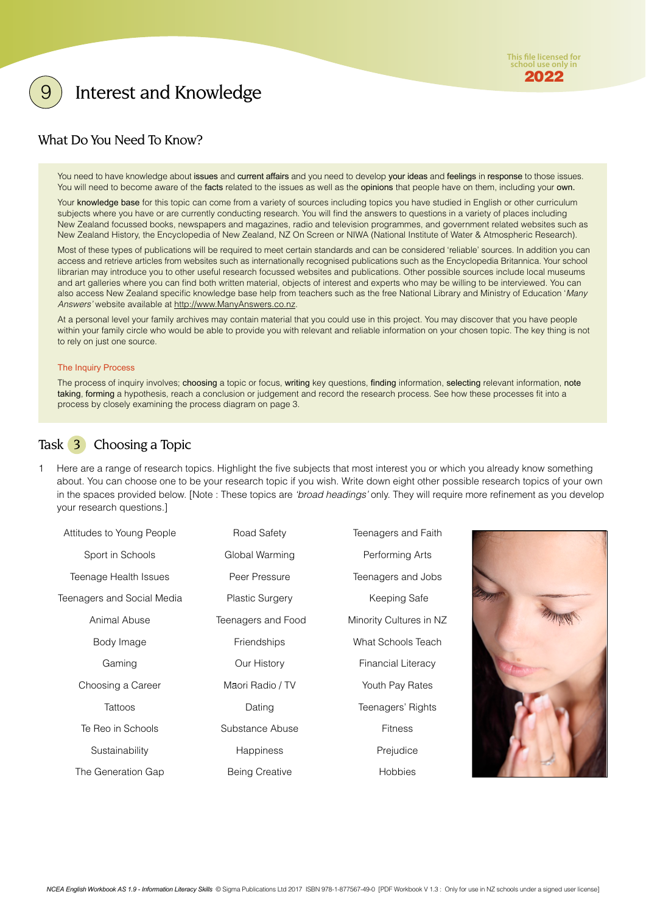# 9 Interest and Knowledge

## What Do You Need To Know?

You need to have knowledge about issues and current affairs and you need to develop your ideas and feelings in response to those issues. You will need to become aware of the facts related to the issues as well as the opinions that people have on them, including your own.

Your knowledge base for this topic can come from a variety of sources including topics you have studied in English or other curriculum subjects where you have or are currently conducting research. You will find the answers to questions in a variety of places including New Zealand focussed books, newspapers and magazines, radio and television programmes, and government related websites such as New Zealand History, the Encyclopedia of New Zealand, NZ On Screen or NIWA (National Institute of Water & Atmospheric Research).

Most of these types of publications will be required to meet certain standards and can be considered 'reliable' sources. In addition you can access and retrieve articles from websites such as internationally recognised publications such as the Encyclopedia Britannica. Your school librarian may introduce you to other useful research focussed websites and publications. Other possible sources include local museums and art galleries where you can find both written material, objects of interest and experts who may be willing to be interviewed. You can also access New Zealand specific knowledge base help from teachers such as the free National Library and Ministry of Education '*Many Answers*' website available at http://www.ManyAnswers.co.nz.

At a personal level your family archives may contain material that you could use in this project. You may discover that you have people within your family circle who would be able to provide you with relevant and reliable information on your chosen topic. The key thing is not to rely on just one source.

### The Inquiry Process

The process of inquiry involves; choosing a topic or focus, writing key questions, finding information, selecting relevant information, note taking, forming a hypothesis, reach a conclusion or judgement and record the research process. See how these processes fit into a process by closely examining the process diagram on page 3.

## Task 3 Choosing a Topic

1. Here are a range of research topics. Highlight the five subjects that most interest you or which you already know something about. You can choose one to be your research topic if you wish. Write down eight other possible research topics of your own in the spaces provided below. [Note : These topics are *'broad headings'* only. They will require more refinement as you develop your research questions.]

| | | |
|---|---|---|
| Attitudes to Young People | Road Safety | Teenagers and Faith |
| Sport in Schools | Global Warming | Performing Arts |
| Teenage Health Issues | Peer Pressure | Teenagers and Jobs |
| Teenagers and Social Media | Plastic Surgery | Keeping Safe |
| Animal Abuse | Teenagers and Food | Minority Cultures in NZ |
| Body Image | Friendships | What Schools Teach |
| Gaming | Our History | Financial Literacy |
| Choosing a Career | Māori Radio / TV | Youth Pay Rates |
| Tattoos | Dating | Teenagers' Rights |
| Te Reo in Schools | Substance Abuse | Fitness |
| Sustainability | Happiness | Prejudice |
| The Generation Gap | Being Creative | Hobbies |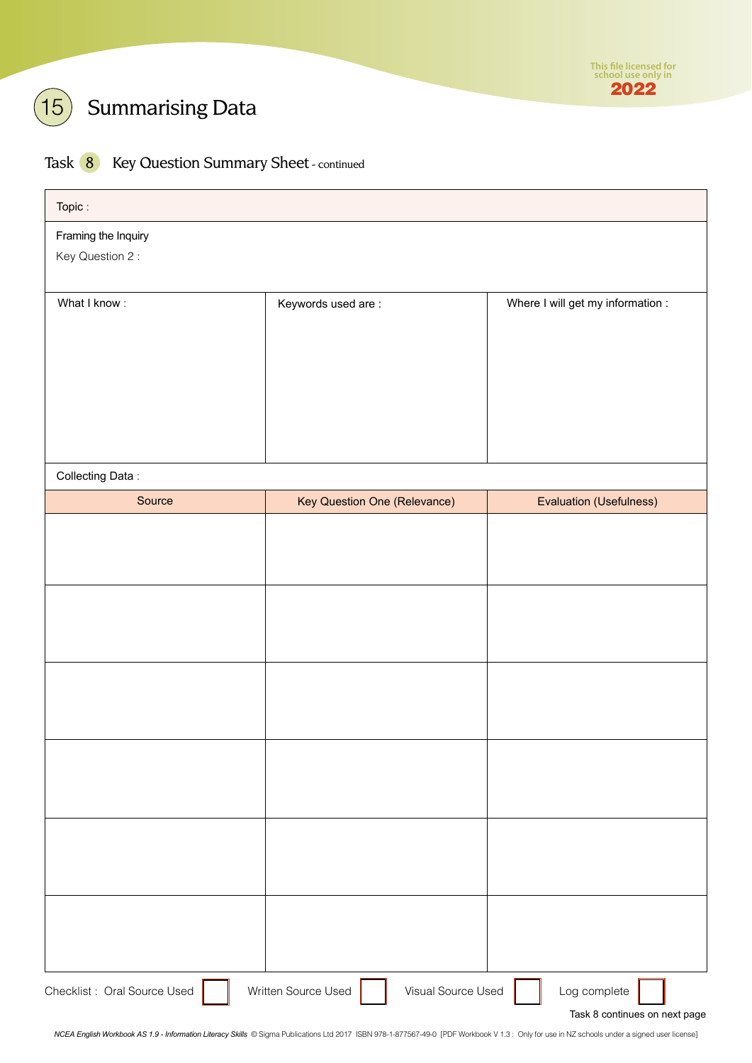# 15 Summarising Data

## Task 8 Key Question Summary Sheet - continued

| Topic : | | |
|---|---|---|
| Framing the Inquiry<br>Key Question 2 : | | |
| What I know : | Keywords used are : | Where I will get my information : |
| Collecting Data : | | |
| **Source** | **Key Question One (Relevance)** | **Evaluation (Usefulness)** |
| | | |
| | | |
| | | |
| | | |
| | | |
| | | |

Checklist : Oral Source Used ☐ Written Source Used ☐ Visual Source Used ☐ Log complete ☐

Task 8 continues on next page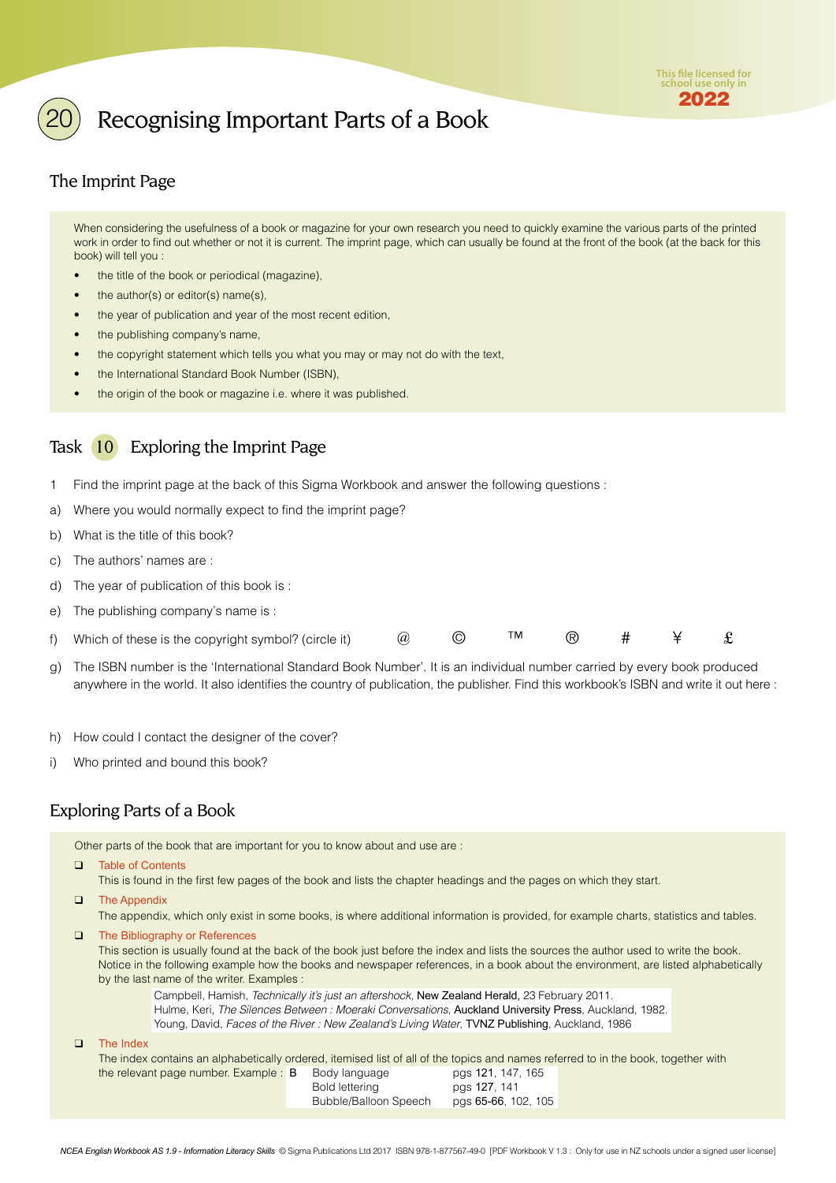# 20 Recognising Important Parts of a Book

## The Imprint Page

When considering the usefulness of a book or magazine for your own research you need to quickly examine the various parts of the printed work in order to find out whether or not it is current. The imprint page, which can usually be found at the front of the book (at the back for this book) will tell you :

- the title of the book or periodical (magazine),
- the author(s) or editor(s) name(s),
- the year of publication and year of the most recent edition,
- the publishing company's name,
- the copyright statement which tells you what you may or may not do with the text,
- the International Standard Book Number (ISBN),
- the origin of the book or magazine i.e. where it was published.

## Task 10 Exploring the Imprint Page

1 Find the imprint page at the back of this Sigma Workbook and answer the following questions :

a) Where you would normally expect to find the imprint page?

b) What is the title of this book?

c) The authors' names are :

d) The year of publication of this book is :

e) The publishing company's name is :

f) Which of these is the copyright symbol? (circle it) @ © ™ ® # ¥ £

g) The ISBN number is the 'International Standard Book Number'. It is an individual number carried by every book produced anywhere in the world. It also identifies the country of publication, the publisher. Find this workbook's ISBN and write it out here :

h) How could I contact the designer of the cover?

i) Who printed and bound this book?

## Exploring Parts of a Book

Other parts of the book that are important for you to know about and use are :

- **Table of Contents**
  This is found in the first few pages of the book and lists the chapter headings and the pages on which they start.
- **The Appendix**
  The appendix, which only exist in some books, is where additional information is provided, for example charts, statistics and tables.
- **The Bibliography or References**
  This section is usually found at the back of the book just before the index and lists the sources the author used to write the book. Notice in the following example how the books and newspaper references, in a book about the environment, are listed alphabetically by the last name of the writer. Examples :

  Campbell, Hamish, *Technically it's just an aftershock*, New Zealand Herald, 23 February 2011.
  Hulme, Keri, *The Silences Between : Moeraki Conversations*, Auckland University Press, Auckland, 1982.
  Young, David, *Faces of the River : New Zealand's Living Water*, TVNZ Publishing, Auckland, 1986
- **The Index**
  The index contains an alphabetically ordered, itemised list of all of the topics and names referred to in the book, together with the relevant page number. Example :

  | B | Body language | pgs **121**, 147, 165 |
  |---|---|---|
  | | Bold lettering | pgs **127**, 141 |
  | | Bubble/Balloon Speech | pgs **65-66**, 102, 105 |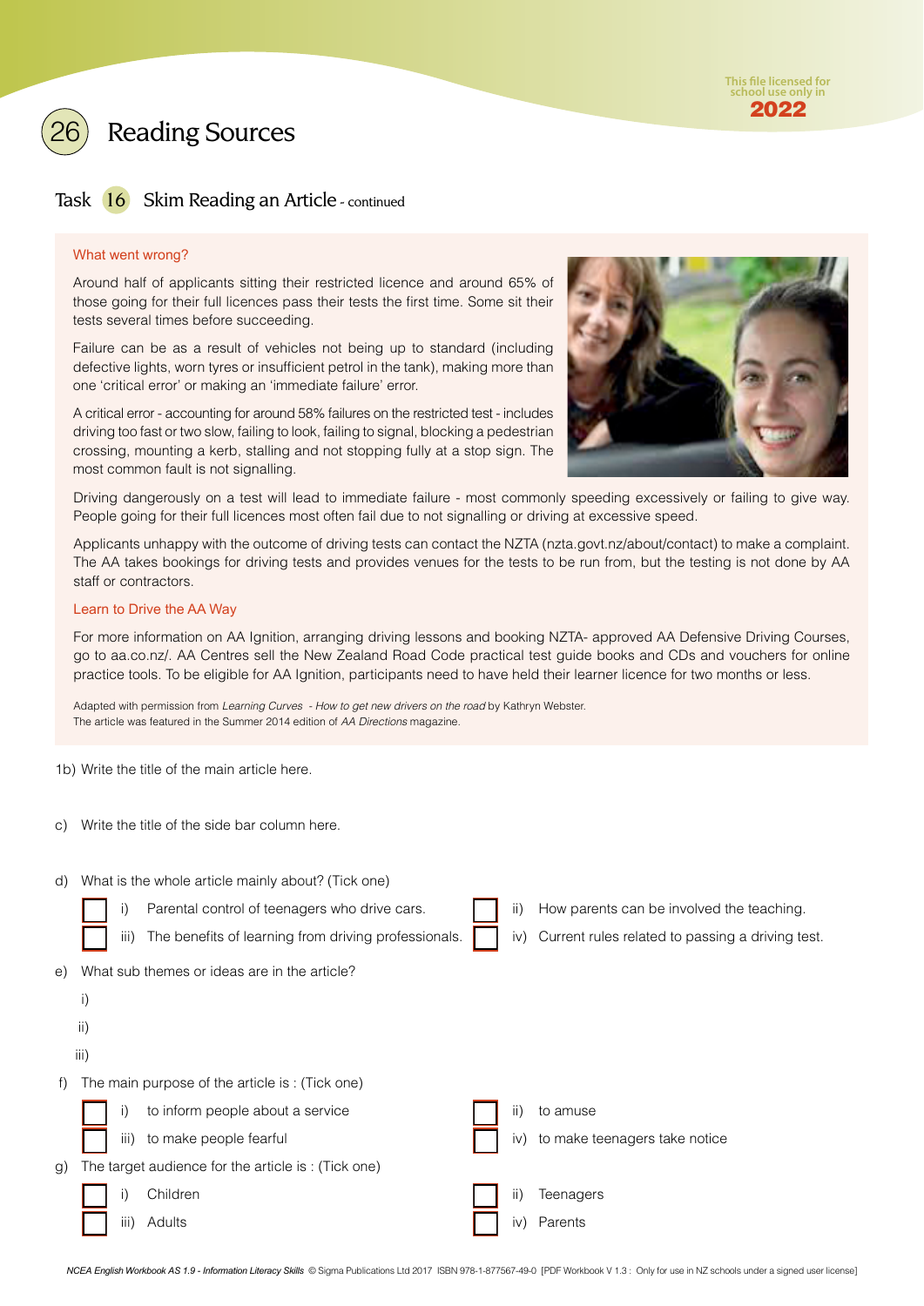# 26 Reading Sources

## Task 16 Skim Reading an Article - continued

### What went wrong?

Around half of applicants sitting their restricted licence and around 65% of those going for their full licences pass their tests the first time. Some sit their tests several times before succeeding.

Failure can be as a result of vehicles not being up to standard (including defective lights, worn tyres or insufficient petrol in the tank), making more than one 'critical error' or making an 'immediate failure' error.

A critical error - accounting for around 58% failures on the restricted test - includes driving too fast or two slow, failing to look, failing to signal, blocking a pedestrian crossing, mounting a kerb, stalling and not stopping fully at a stop sign. The most common fault is not signalling.

Driving dangerously on a test will lead to immediate failure - most commonly speeding excessively or failing to give way. People going for their full licences most often fail due to not signalling or driving at excessive speed.

Applicants unhappy with the outcome of driving tests can contact the NZTA (nzta.govt.nz/about/contact) to make a complaint. The AA takes bookings for driving tests and provides venues for the tests to be run from, but the testing is not done by AA staff or contractors.

### Learn to Drive the AA Way

For more information on AA Ignition, arranging driving lessons and booking NZTA- approved AA Defensive Driving Courses, go to aa.co.nz/. AA Centres sell the New Zealand Road Code practical test guide books and CDs and vouchers for online practice tools. To be eligible for AA Ignition, participants need to have held their learner licence for two months or less.

Adapted with permission from *Learning Curves - How to get new drivers on the road* by Kathryn Webster.
The article was featured in the Summer 2014 edition of *AA Directions* magazine.

1b) Write the title of the main article here.

c) Write the title of the side bar column here.

d) What is the whole article mainly about? (Tick one)

- ☐ i) Parental control of teenagers who drive cars.
- ☐ ii) How parents can be involved the teaching.
- ☐ iii) The benefits of learning from driving professionals.
- ☐ iv) Current rules related to passing a driving test.

e) What sub themes or ideas are in the article?

i)

ii)

iii)

f) The main purpose of the article is : (Tick one)

- ☐ i) to inform people about a service
- ☐ ii) to amuse
- ☐ iii) to make people fearful
- ☐ iv) to make teenagers take notice

g) The target audience for the article is : (Tick one)

- ☐ i) Children
- ☐ ii) Teenagers
- ☐ iii) Adults
- ☐ iv) Parents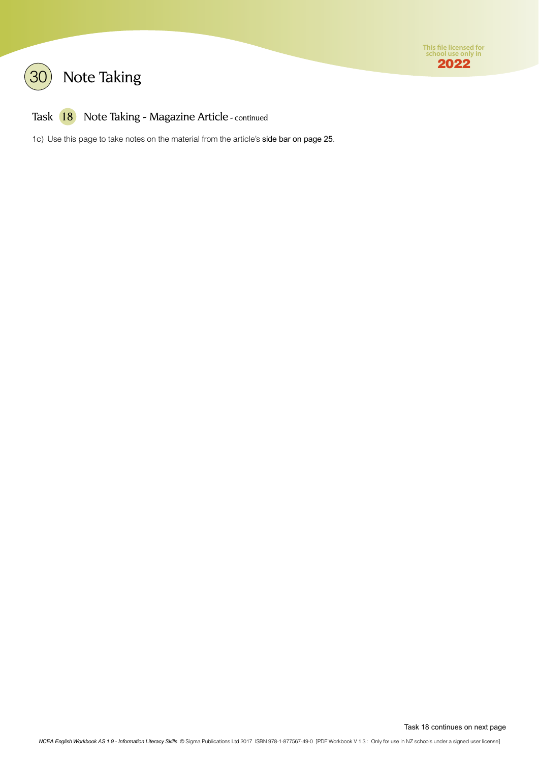# Note Taking

## Task 18 Note Taking - Magazine Article - continued

1c) Use this page to take notes on the material from the article's side bar on page 25.

Task 18 continues on next page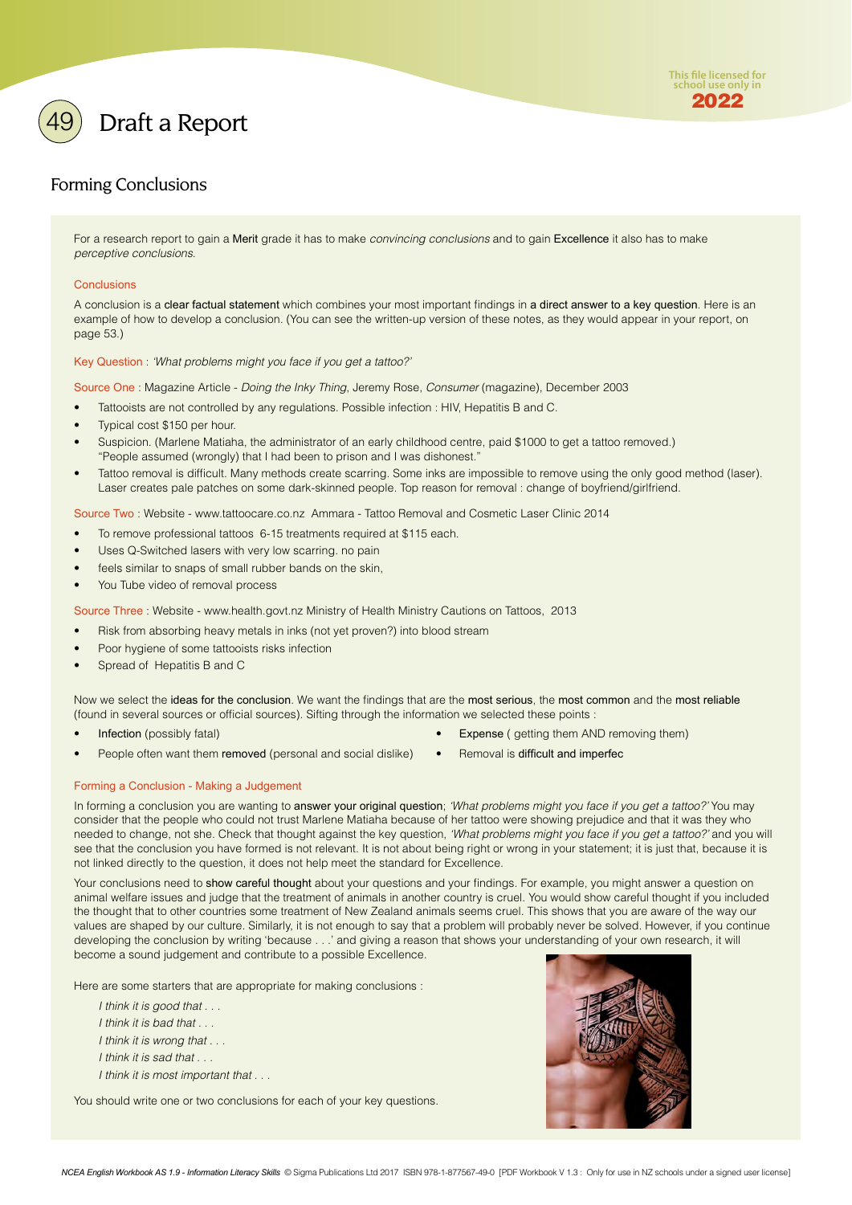# 49 Draft a Report

## Forming Conclusions

For a research report to gain a **Merit** grade it has to make *convincing conclusions* and to gain **Excellence** it also has to make *perceptive conclusions*.

### Conclusions

A conclusion is a **clear factual statement** which combines your most important findings in **a direct answer to a key question**. Here is an example of how to develop a conclusion. (You can see the written-up version of these notes, as they would appear in your report, on page 53.)

Key Question : *'What problems might you face if you get a tattoo?'*

Source One : Magazine Article - *Doing the Inky Thing*, Jeremy Rose, *Consumer* (magazine), December 2003

- Tattooists are not controlled by any regulations. Possible infection : HIV, Hepatitis B and C.
- Typical cost $150 per hour.
- Suspicion. (Marlene Matiaha, the administrator of an early childhood centre, paid $1000 to get a tattoo removed.) "People assumed (wrongly) that I had been to prison and I was dishonest."
- Tattoo removal is difficult. Many methods create scarring. Some inks are impossible to remove using the only good method (laser). Laser creates pale patches on some dark-skinned people. Top reason for removal : change of boyfriend/girlfriend.

Source Two : Website - www.tattoocare.co.nz Ammara - Tattoo Removal and Cosmetic Laser Clinic 2014

- To remove professional tattoos 6-15 treatments required at $115 each.
- Uses Q-Switched lasers with very low scarring. no pain
- feels similar to snaps of small rubber bands on the skin,
- You Tube video of removal process

Source Three : Website - www.health.govt.nz Ministry of Health Ministry Cautions on Tattoos, 2013

- Risk from absorbing heavy metals in inks (not yet proven?) into blood stream
- Poor hygiene of some tattooists risks infection
- Spread of Hepatitis B and C

Now we select the **ideas for the conclusion**. We want the findings that are the **most serious**, the **most common** and the **most reliable** (found in several sources or official sources). Sifting through the information we selected these points :

- **Infection** (possibly fatal)
- People often want them **removed** (personal and social dislike)
- **Expense** ( getting them AND removing them)
- Removal is **difficult and imperfec**

### Forming a Conclusion - Making a Judgement

In forming a conclusion you are wanting to **answer your original question**; *'What problems might you face if you get a tattoo?'* You may consider that the people who could not trust Marlene Matiaha because of her tattoo were showing prejudice and that it was they who needed to change, not she. Check that thought against the key question, *'What problems might you face if you get a tattoo?'* and you will see that the conclusion you have formed is not relevant. It is not about being right or wrong in your statement; it is just that, because it is not linked directly to the question, it does not help meet the standard for Excellence.

Your conclusions need to **show careful thought** about your questions and your findings. For example, you might answer a question on animal welfare issues and judge that the treatment of animals in another country is cruel. You would show careful thought if you included the thought that to other countries some treatment of New Zealand animals seems cruel. This shows that you are aware of the way our values are shaped by our culture. Similarly, it is not enough to say that a problem will probably never be solved. However, if you continue developing the conclusion by writing 'because . . .' and giving a reason that shows your understanding of your own research, it will become a sound judgement and contribute to a possible Excellence.

Here are some starters that are appropriate for making conclusions :

*I think it is good that . . .*
*I think it is bad that . . .*
*I think it is wrong that . . .*
*I think it is sad that . . .*
*I think it is most important that . . .*

You should write one or two conclusions for each of your key questions.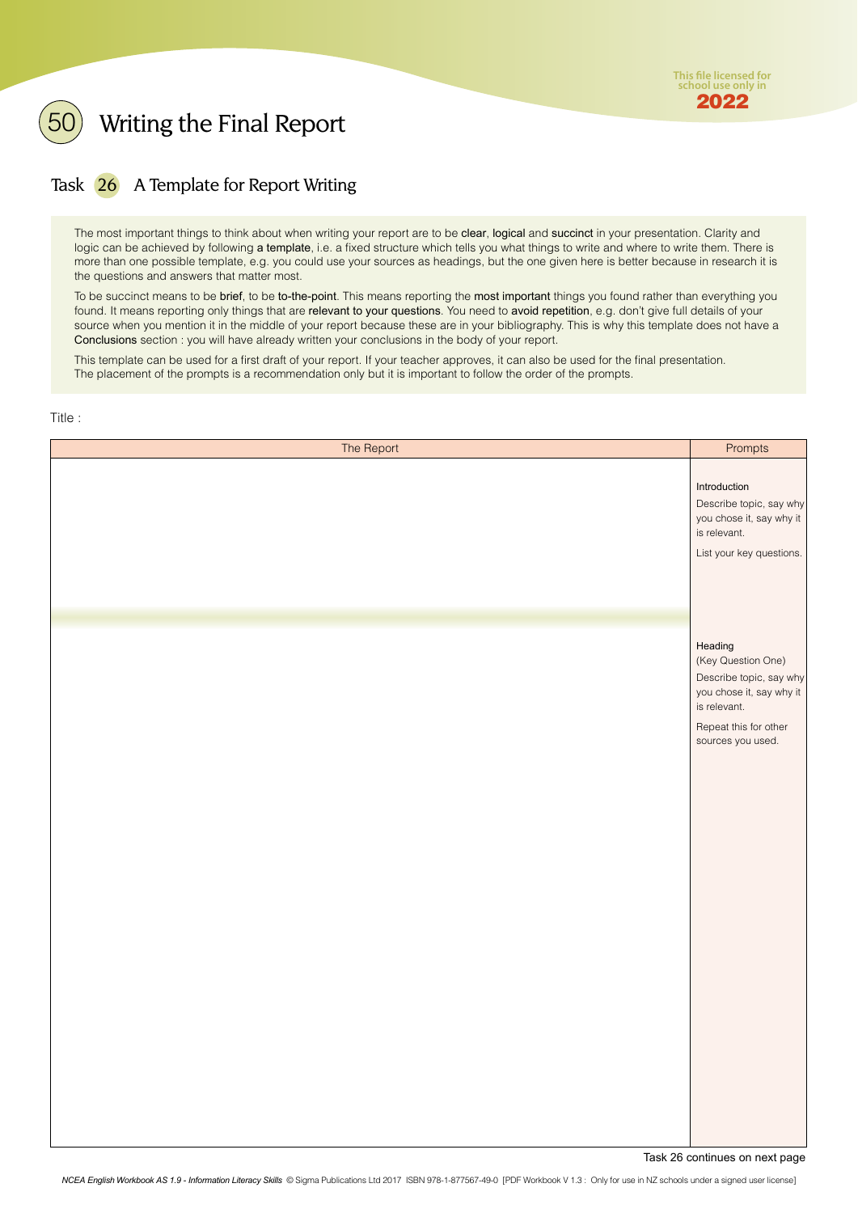# 50 Writing the Final Report

## Task 26 A Template for Report Writing

The most important things to think about when writing your report are to be **clear**, **logical** and **succinct** in your presentation. Clarity and logic can be achieved by following **a template**, i.e. a fixed structure which tells you what things to write and where to write them. There is more than one possible template, e.g. you could use your sources as headings, but the one given here is better because in research it is the questions and answers that matter most.

To be succinct means to be **brief**, to be **to-the-point**. This means reporting the **most important** things you found rather than everything you found. It means reporting only things that are **relevant to your questions**. You need to **avoid repetition**, e.g. don't give full details of your source when you mention it in the middle of your report because these are in your bibliography. This is why this template does not have a **Conclusions** section : you will have already written your conclusions in the body of your report.

This template can be used for a first draft of your report. If your teacher approves, it can also be used for the final presentation. The placement of the prompts is a recommendation only but it is important to follow the order of the prompts.

Title :

| The Report | Prompts |
| --- | --- |
| | Introduction<br>Describe topic, say why you chose it, say why it is relevant.<br>List your key questions. |
| | Heading<br>(Key Question One)<br>Describe topic, say why you chose it, say why it is relevant.<br>Repeat this for other sources you used. |

Task 26 continues on next page